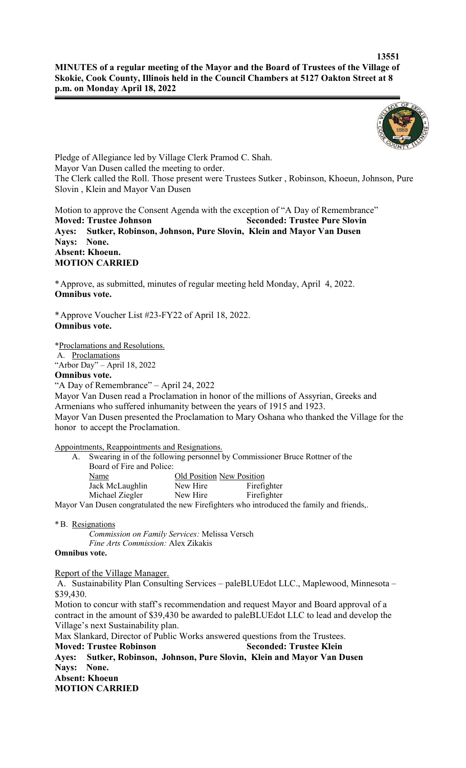**MINUTES of a regular meeting of the Mayor and the Board of Trustees of the Village of Skokie, Cook County, Illinois held in the Council Chambers at 5127 Oakton Street at 8 p.m. on Monday April 18, 2022**

Pledge of Allegiance led by Village Clerk Pramod C. Shah.
Mayor Van Dusen called the meeting to order.
The Clerk called the Roll. Those present were Trustees Sutker , Robinson, Khoeun, Johnson, Pure Slovin , Klein and Mayor Van Dusen

Motion to approve the Consent Agenda with the exception of "A Day of Remembrance"
**Moved: Trustee Johnson** **Seconded: Trustee Pure Slovin**
**Ayes: Sutker, Robinson, Johnson, Pure Slovin, Klein and Mayor Van Dusen**
**Nays: None.**
**Absent: Khoeun.**
**MOTION CARRIED**

*Approve, as submitted, minutes of regular meeting held Monday, April 4, 2022.
**Omnibus vote.**

*Approve Voucher List #23-FY22 of April 18, 2022.
**Omnibus vote.**

*Proclamations and Resolutions.
A. Proclamations
"Arbor Day" – April 18, 2022
**Omnibus vote.**
"A Day of Remembrance" – April 24, 2022
Mayor Van Dusen read a Proclamation in honor of the millions of Assyrian, Greeks and Armenians who suffered inhumanity between the years of 1915 and 1923.
Mayor Van Dusen presented the Proclamation to Mary Oshana who thanked the Village for the honor to accept the Proclamation.

Appointments, Reappointments and Resignations.

A. Swearing in of the following personnel by Commissioner Bruce Rottner of the Board of Fire and Police:

| Name | Old Position | New Position |
|---|---|---|
| Jack McLaughlin | New Hire | Firefighter |
| Michael Ziegler | New Hire | Firefighter |

Mayor Van Dusen congratulated the new Firefighters who introduced the family and friends,.

*B. Resignations
*Commission on Family Services:* Melissa Versch
*Fine Arts Commission:* Alex Zikakis
**Omnibus vote.**

Report of the Village Manager.
A. Sustainability Plan Consulting Services – paleBLUEdot LLC., Maplewood, Minnesota – $39,430.
Motion to concur with staff's recommendation and request Mayor and Board approval of a contract in the amount of $39,430 be awarded to paleBLUEdot LLC to lead and develop the Village's next Sustainability plan.
Max Slankard, Director of Public Works answered questions from the Trustees.
**Moved: Trustee Robinson** **Seconded: Trustee Klein**
**Ayes: Sutker, Robinson, Johnson, Pure Slovin, Klein and Mayor Van Dusen**
**Nays: None.**
**Absent: Khoeun**
**MOTION CARRIED**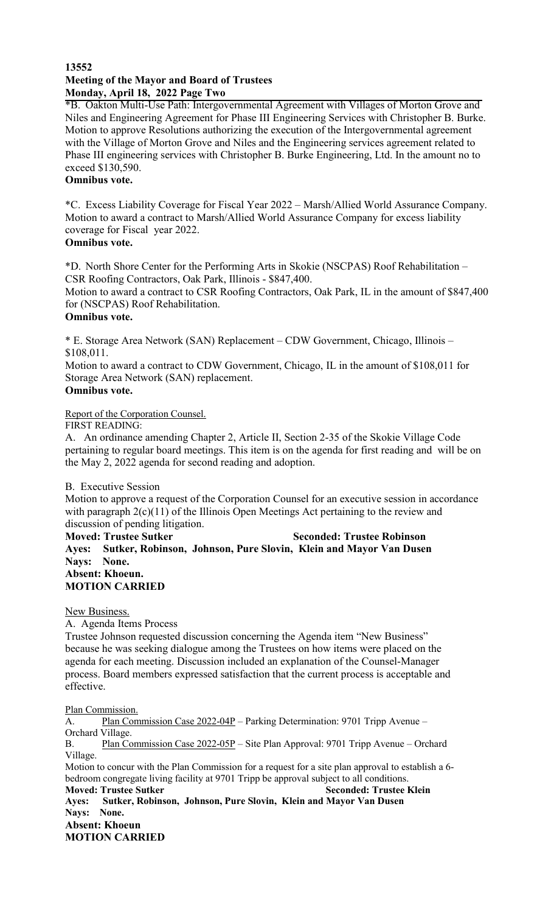**13552**
**Meeting of the Mayor and Board of Trustees**
**Monday, April 18, 2022 Page Two**

*B. Oakton Multi-Use Path: Intergovernmental Agreement with Villages of Morton Grove and Niles and Engineering Agreement for Phase III Engineering Services with Christopher B. Burke. Motion to approve Resolutions authorizing the execution of the Intergovernmental agreement with the Village of Morton Grove and Niles and the Engineering services agreement related to Phase III engineering services with Christopher B. Burke Engineering, Ltd. In the amount no to exceed $130,590.
**Omnibus vote.**

*C. Excess Liability Coverage for Fiscal Year 2022 – Marsh/Allied World Assurance Company. Motion to award a contract to Marsh/Allied World Assurance Company for excess liability coverage for Fiscal year 2022.
**Omnibus vote.**

*D. North Shore Center for the Performing Arts in Skokie (NSCPAS) Roof Rehabilitation – CSR Roofing Contractors, Oak Park, Illinois - $847,400.
Motion to award a contract to CSR Roofing Contractors, Oak Park, IL in the amount of $847,400 for (NSCPAS) Roof Rehabilitation.
**Omnibus vote.**

* E. Storage Area Network (SAN) Replacement – CDW Government, Chicago, Illinois – $108,011.
Motion to award a contract to CDW Government, Chicago, IL in the amount of $108,011 for Storage Area Network (SAN) replacement.
**Omnibus vote.**

Report of the Corporation Counsel.

FIRST READING:

A. An ordinance amending Chapter 2, Article II, Section 2-35 of the Skokie Village Code pertaining to regular board meetings. This item is on the agenda for first reading and will be on the May 2, 2022 agenda for second reading and adoption.

B. Executive Session

Motion to approve a request of the Corporation Counsel for an executive session in accordance with paragraph 2(c)(11) of the Illinois Open Meetings Act pertaining to the review and discussion of pending litigation.

**Moved: Trustee Sutker Seconded: Trustee Robinson**
**Ayes: Sutker, Robinson, Johnson, Pure Slovin, Klein and Mayor Van Dusen**
**Nays: None.**
**Absent: Khoeun.**
**MOTION CARRIED**

New Business.

A. Agenda Items Process

Trustee Johnson requested discussion concerning the Agenda item "New Business" because he was seeking dialogue among the Trustees on how items were placed on the agenda for each meeting. Discussion included an explanation of the Counsel-Manager process. Board members expressed satisfaction that the current process is acceptable and effective.

Plan Commission.

A. Plan Commission Case 2022-04P – Parking Determination: 9701 Tripp Avenue – Orchard Village.

B. Plan Commission Case 2022-05P – Site Plan Approval: 9701 Tripp Avenue – Orchard Village.

Motion to concur with the Plan Commission for a request for a site plan approval to establish a 6-bedroom congregate living facility at 9701 Tripp be approval subject to all conditions.

**Moved: Trustee Sutker Seconded: Trustee Klein**
**Ayes: Sutker, Robinson, Johnson, Pure Slovin, Klein and Mayor Van Dusen**
**Nays: None.**
**Absent: Khoeun**
**MOTION CARRIED**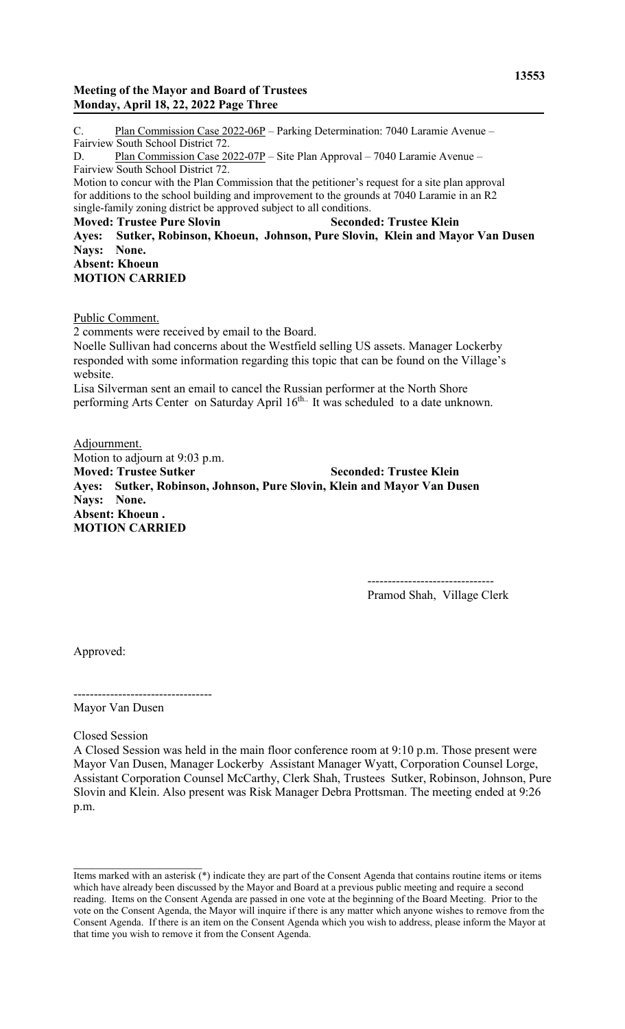C. Plan Commission Case 2022-06P – Parking Determination: 7040 Laramie Avenue – Fairview South School District 72.

D. Plan Commission Case 2022-07P – Site Plan Approval – 7040 Laramie Avenue – Fairview South School District 72.

Motion to concur with the Plan Commission that the petitioner's request for a site plan approval for additions to the school building and improvement to the grounds at 7040 Laramie in an R2 single-family zoning district be approved subject to all conditions.

**Moved: Trustee Pure Slovin** **Seconded: Trustee Klein**
**Ayes: Sutker, Robinson, Khoeun, Johnson, Pure Slovin, Klein and Mayor Van Dusen**
**Nays: None.**
**Absent: Khoeun**
**MOTION CARRIED**

Public Comment.

2 comments were received by email to the Board.

Noelle Sullivan had concerns about the Westfield selling US assets. Manager Lockerby responded with some information regarding this topic that can be found on the Village's website.

Lisa Silverman sent an email to cancel the Russian performer at the North Shore performing Arts Center on Saturday April 16th.. It was scheduled to a date unknown.

Adjournment.

Motion to adjourn at 9:03 p.m.

**Moved: Trustee Sutker** **Seconded: Trustee Klein**
**Ayes: Sutker, Robinson, Johnson, Pure Slovin, Klein and Mayor Van Dusen**
**Nays: None.**
**Absent: Khoeun .**
**MOTION CARRIED**

-------------------------------
Pramod Shah, Village Clerk

Approved:

----------------------------------
Mayor Van Dusen

Closed Session

A Closed Session was held in the main floor conference room at 9:10 p.m. Those present were Mayor Van Dusen, Manager Lockerby Assistant Manager Wyatt, Corporation Counsel Lorge, Assistant Corporation Counsel McCarthy, Clerk Shah, Trustees Sutker, Robinson, Johnson, Pure Slovin and Klein. Also present was Risk Manager Debra Prottsman. The meeting ended at 9:26 p.m.

Items marked with an asterisk (*) indicate they are part of the Consent Agenda that contains routine items or items which have already been discussed by the Mayor and Board at a previous public meeting and require a second reading. Items on the Consent Agenda are passed in one vote at the beginning of the Board Meeting. Prior to the vote on the Consent Agenda, the Mayor will inquire if there is any matter which anyone wishes to remove from the Consent Agenda. If there is an item on the Consent Agenda which you wish to address, please inform the Mayor at that time you wish to remove it from the Consent Agenda.